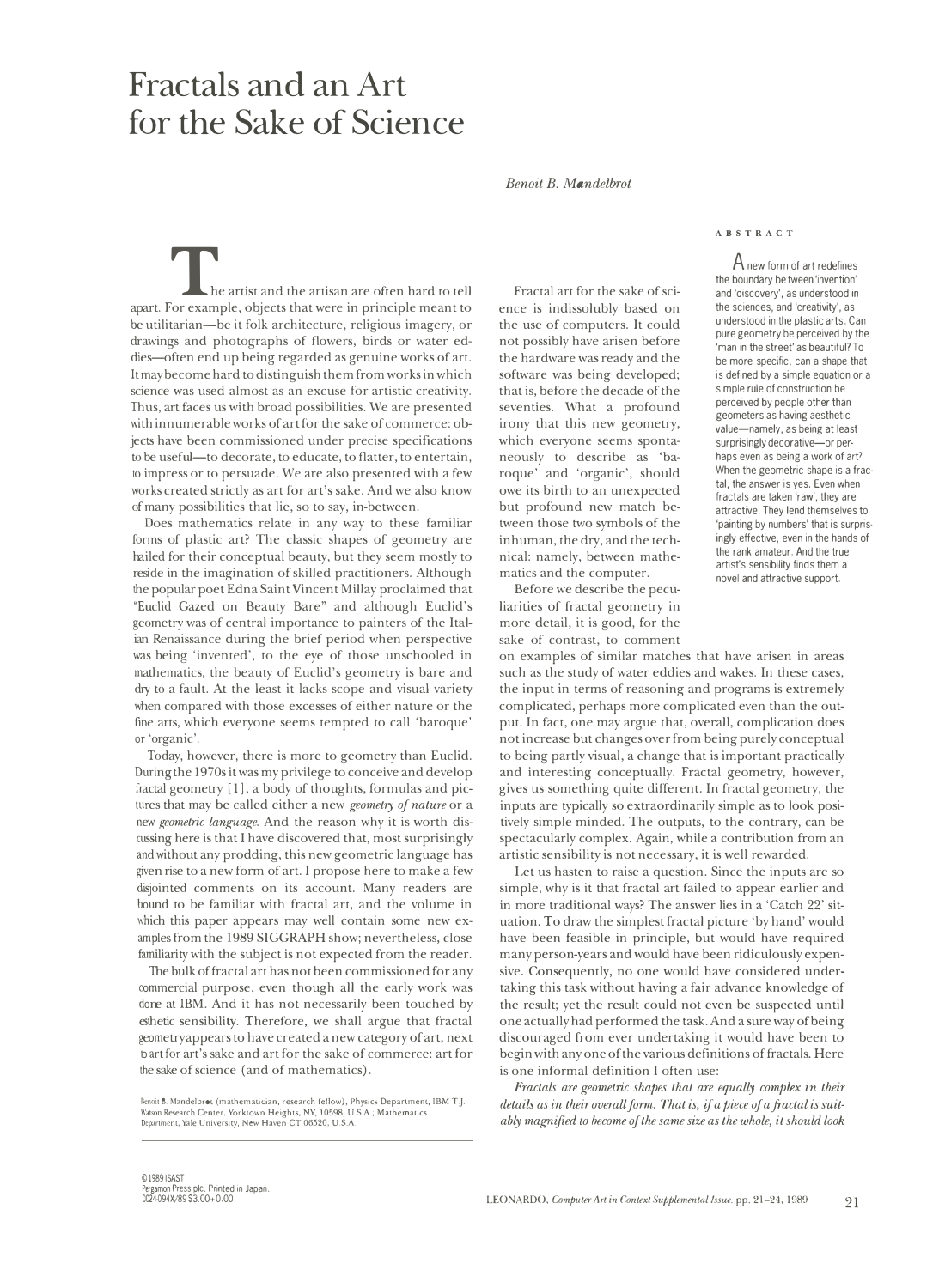# Fractals and an Art for the Sake of Science

*Benoit B. Mandelbrot*

**ABSTRACT**

A new form of art redefines the boundary between 'invention' and 'discovery', as understood in the sciences, and 'creativity', as understood in the plastic arts. Can pure geometry be perceived by the 'man in the street' as beautiful? To be more specific, can a shape that is defined by a simple equation or a simple rule of construction be perceived by people other than geometers as having aesthetic value—namely, as being at least surprisingly decorative—or perhaps even as being a work of art? When the geometric shape is a fractal, the answer is yes. Even when fractals are taken 'raw', they are attractive. They lend themselves to 'painting by numbers' that is surprisingly effective, even in the hands of the rank amateur. And the true artist's sensibility finds them a novel and attractive support.

The artist and the artisan are often hard to tell apart. For example, objects that were in principle meant to be utilitarian—be it folk architecture, religious imagery, or drawings and photographs of flowers, birds or water eddies—often end up being regarded as genuine works of art. It may become hard to distinguish them from works in which science was used almost as an excuse for artistic creativity. Thus, art faces us with broad possibilities. We are presented with innumerable works of art for the sake of commerce: objects have been commissioned under precise specifications to be useful—to decorate, to educate, to flatter, to entertain, to impress or to persuade. We are also presented with a few works created strictly as art for art's sake. And we also know of many possibilities that lie, so to say, in-between.

Does mathematics relate in any way to these familiar forms of plastic art? The classic shapes of geometry are hailed for their conceptual beauty, but they seem mostly to reside in the imagination of skilled practitioners. Although the popular poet Edna Saint Vincent Millay proclaimed that "Euclid Gazed on Beauty Bare" and although Euclid's geometry was of central importance to painters of the Italian Renaissance during the brief period when perspective was being 'invented', to the eye of those unschooled in mathematics, the beauty of Euclid's geometry is bare and dry to a fault. At the least it lacks scope and visual variety when compared with those excesses of either nature or the fine arts, which everyone seems tempted to call 'baroque' or 'organic'.

Today, however, there is more to geometry than Euclid. During the 1970s it was my privilege to conceive and develop fractal geometry [1], a body of thoughts, formulas and pictures that may be called either a new *geometry of nature* or a new *geometric language*. And the reason why it is worth discussing here is that I have discovered that, most surprisingly and without any prodding, this new geometric language has given rise to a new form of art. I propose here to make a few disjointed comments on its account. Many readers are bound to be familiar with fractal art, and the volume in which this paper appears may well contain some new examples from the 1989 SIGGRAPH show; nevertheless, close familiarity with the subject is not expected from the reader.

The bulk of fractal art has not been commissioned for any commercial purpose, even though all the early work was done at IBM. And it has not necessarily been touched by esthetic sensibility. Therefore, we shall argue that fractal geometry appears to have created a new category of art, next to art for art's sake and art for the sake of commerce: art for the sake of science (and of mathematics).

Benoit B. Mandelbrot (mathematician, research fellow), Physics Department, IBM T.J. Watson Research Center, Yorktown Heights, NY, 10598, U.S.A.; Mathematics Department, Yale University, New Haven CT 06520, U.S.A.

Fractal art for the sake of science is indissolubly based on the use of computers. It could not possibly have arisen before the hardware was ready and the software was being developed; that is, before the decade of the seventies. What a profound irony that this new geometry, which everyone seems spontaneously to describe as 'baroque' and 'organic', should owe its birth to an unexpected but profound new match between those two symbols of the inhuman, the dry, and the technical: namely, between mathematics and the computer.

Before we describe the peculiarities of fractal geometry in more detail, it is good, for the sake of contrast, to comment on examples of similar matches that have arisen in areas such as the study of water eddies and wakes. In these cases, the input in terms of reasoning and programs is extremely complicated, perhaps more complicated even than the output. In fact, one may argue that, overall, complication does not increase but changes over from being purely conceptual to being partly visual, a change that is important practically and interesting conceptually. Fractal geometry, however, gives us something quite different. In fractal geometry, the inputs are typically so extraordinarily simple as to look positively simple-minded. The outputs, to the contrary, can be spectacularly complex. Again, while a contribution from an artistic sensibility is not necessary, it is well rewarded.

Let us hasten to raise a question. Since the inputs are so simple, why is it that fractal art failed to appear earlier and in more traditional ways? The answer lies in a 'Catch 22' situation. To draw the simplest fractal picture 'by hand' would have been feasible in principle, but would have required many person-years and would have been ridiculously expensive. Consequently, no one would have considered undertaking this task without having a fair advance knowledge of the result; yet the result could not even be suspected until one actually had performed the task. And a sure way of being discouraged from ever undertaking it would have been to begin with any one of the various definitions of fractals. Here is one informal definition I often use:

*Fractals are geometric shapes that are equally complex in their details as in their overall form. That is, if a piece of a fractal is suitably magnified to become of the same size as the whole, it should look*

©1989 ISAST
Pergamon Press plc. Printed in Japan.
0024-094X/89 $3.00+0.00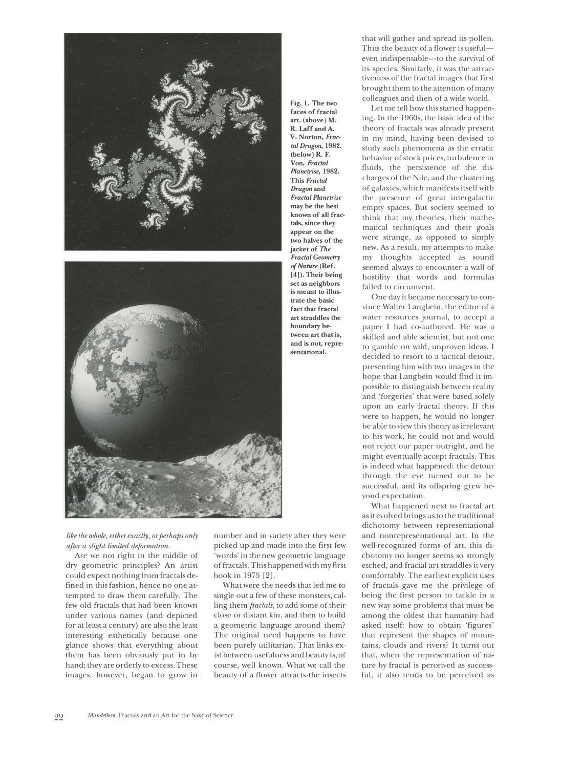Fig. 1. The two faces of fractal art. (above) M. R. Laff and A. V. Norton, *Fractal Dragon*, 1982. (below) R. F. Von, *Fractal Planetrise*, 1982. This *Fractal Dragon* and *Fractal Planetrise* may be the best known of all fractals, since they appear on the two halves of the jacket of *The Fractal Geometry of Nature* (Ref. [4]). Their being set as neighbors is meant to illustrate the basic fact that fractal art straddles the boundary between art that is, and is not, representational.

*like the whole, either exactly, or perhaps only after a slight limited deformation.*

Are we not right in the middle of dry geometric principles? An artist could expect nothing from fractals defined in this fashion, hence no one attempted to draw them carefully. The few old fractals that had been known under various names (and depicted for at least a century) are also the least interesting esthetically because one glance shows that everything about them has been obviously put in by hand; they are orderly to excess. These images, however, began to grow in number and in variety after they were picked up and made into the first few 'words' in the new geometric language of fractals. This happened with my first book in 1975 [2].

What were the needs that led me to single out a few of these monsters, calling them *fractals*, to add some of their close or distant kin, and then to build a geometric language around them? The original need happens to have been purely utilitarian. That links exist between usefulness and beauty is, of course, well known. What we call the beauty of a flower attracts the insects that will gather and spread its pollen. Thus the beauty of a flower is useful—even indispensable—to the survival of its species. Similarly, it was the attractiveness of the fractal images that first brought them to the attention of many colleagues and then of a wide world.

Let me tell how this started happening. In the 1960s, the basic idea of the theory of fractals was already present in my mind, having been devised to study such phenomena as the erratic behavior of stock prices, turbulence in fluids, the persistence of the discharges of the Nile, and the clustering of galaxies, which manifests itself with the presence of great intergalactic empty spaces. But society seemed to think that my theories, their mathematical techniques and their goals were strange, as opposed to simply new. As a result, my attempts to make my thoughts accepted as sound seemed always to encounter a wall of hostility that words and formulas failed to circumvent.

One day it became necessary to convince Walter Langbein, the editor of a water resources journal, to accept a paper I had co-authored. He was a skilled and able scientist, but not one to gamble on wild, unproven ideas. I decided to resort to a tactical detour, presenting him with two images in the hope that Langbein would find it impossible to distinguish between reality and 'forgeries' that were based solely upon an early fractal theory. If this were to happen, he would no longer be able to view this theory as irrelevant to his work, he could not and would not reject our paper outright, and he might eventually accept fractals. This is indeed what happened: the detour through the eye turned out to be successful, and its offspring grew beyond expectation.

What happened next to fractal art as it evolved brings us to the traditional dichotomy between representational and nonrepresentational art. In the well-recognized forms of art, this dichotomy no longer seems so strongly etched, and fractal art straddles it very comfortably. The earliest explicit uses of fractals gave me the privilege of being the first person to tackle in a new way some problems that must be among the oldest that humanity had asked itself: how to obtain 'figures' that represent the shapes of mountains, clouds and rivers? It turns out that, when the representation of nature by fractal is perceived as successful, it also tends to be perceived as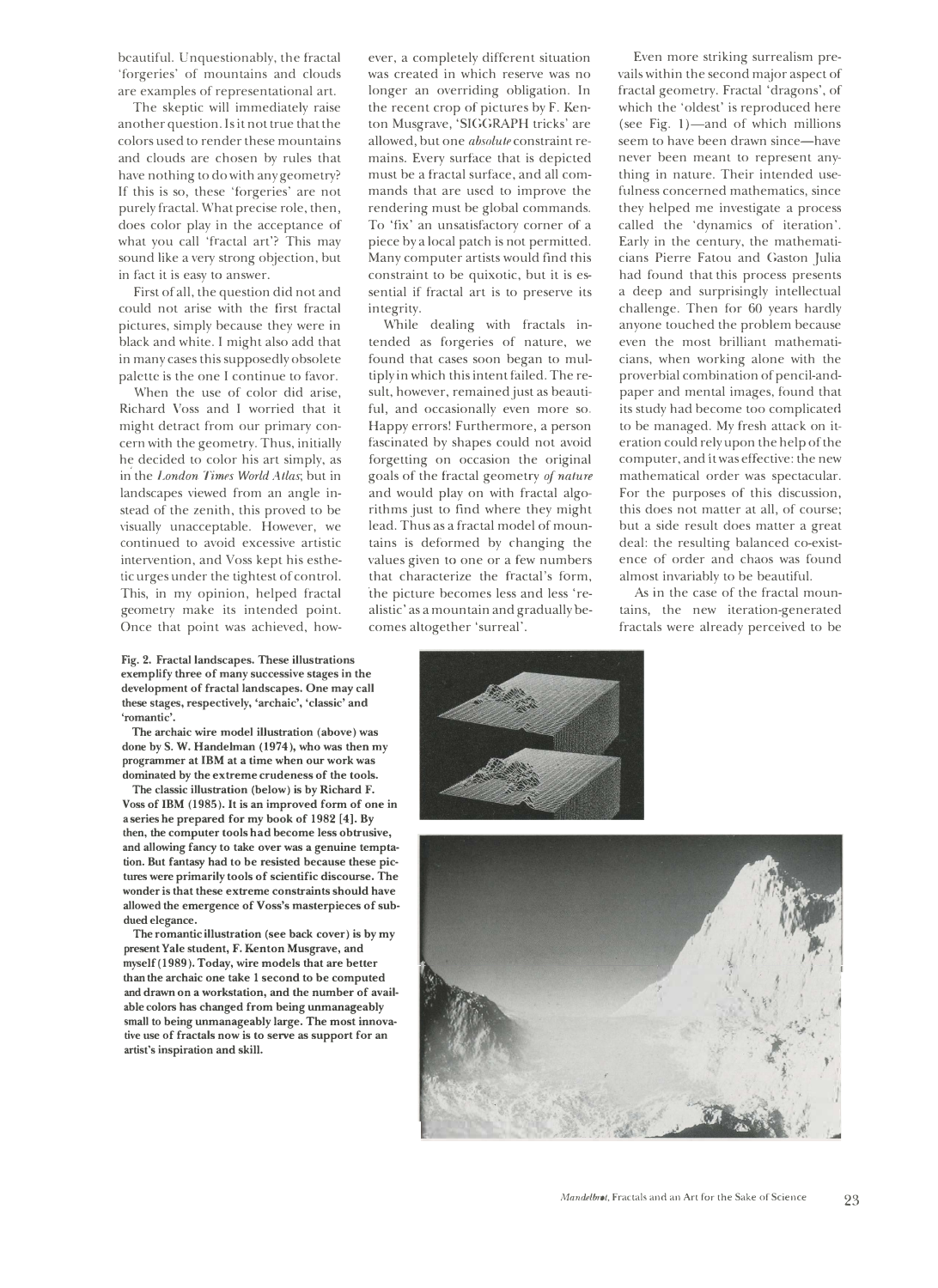beautiful. Unquestionably, the fractal 'forgeries' of mountains and clouds are examples of representational art.

The skeptic will immediately raise another question. Is it not true that the colors used to render these mountains and clouds are chosen by rules that have nothing to do with any geometry? If this is so, these 'forgeries' are not purely fractal. What precise role, then, does color play in the acceptance of what you call 'fractal art'? This may sound like a very strong objection, but in fact it is easy to answer.

First of all, the question did not and could not arise with the first fractal pictures, simply because they were in black and white. I might also add that in many cases this supposedly obsolete palette is the one I continue to favor.

When the use of color did arise, Richard Voss and I worried that it might detract from our primary concern with the geometry. Thus, initially he decided to color his art simply, as in the *London Times World Atlas*; but in landscapes viewed from an angle instead of the zenith, this proved to be visually unacceptable. However, we continued to avoid excessive artistic intervention, and Voss kept his esthetic urges under the tightest of control. This, in my opinion, helped fractal geometry make its intended point. Once that point was achieved, however, a completely different situation was created in which reserve was no longer an overriding obligation. In the recent crop of pictures by F. Kenton Musgrave, 'SIGGRAPH tricks' are allowed, but one *absolute* constraint remains. Every surface that is depicted must be a fractal surface, and all commands that are used to improve the rendering must be global commands. To 'fix' an unsatisfactory corner of a piece by a local patch is not permitted. Many computer artists would find this constraint to be quixotic, but it is essential if fractal art is to preserve its integrity.

While dealing with fractals intended as forgeries of nature, we found that cases soon began to multiply in which this intent failed. The result, however, remained just as beautiful, and occasionally even more so. Happy errors! Furthermore, a person fascinated by shapes could not avoid forgetting on occasion the original goals of the fractal geometry *of nature* and would play on with fractal algorithms just to find where they might lead. Thus as a fractal model of mountains is deformed by changing the values given to one or a few numbers that characterize the fractal's form, the picture becomes less and less 'realistic' as a mountain and gradually becomes altogether 'surreal'.

Even more striking surrealism prevails within the second major aspect of fractal geometry. Fractal 'dragons', of which the 'oldest' is reproduced here (see Fig. 1)—and of which millions seem to have been drawn since—have never been meant to represent anything in nature. Their intended usefulness concerned mathematics, since they helped me investigate a process called the 'dynamics of iteration'. Early in the century, the mathematicians Pierre Fatou and Gaston Julia had found that this process presents a deep and surprisingly intellectual challenge. Then for 60 years hardly anyone touched the problem because even the most brilliant mathematicians, when working alone with the proverbial combination of pencil-and-paper and mental images, found that its study had become too complicated to be managed. My fresh attack on iteration could rely upon the help of the computer, and it was effective: the new mathematical order was spectacular. For the purposes of this discussion, this does not matter at all, of course; but a side result does matter a great deal: the resulting balanced co-existence of order and chaos was found almost invariably to be beautiful.

As in the case of the fractal mountains, the new iteration-generated fractals were already perceived to be

**Fig. 2. Fractal landscapes. These illustrations exemplify three of many successive stages in the development of fractal landscapes. One may call these stages, respectively, 'archaic', 'classic' and 'romantic'.**

**The archaic wire model illustration (above) was done by S. W. Handelman (1974), who was then my programmer at IBM at a time when our work was dominated by the extreme crudeness of the tools.**

**The classic illustration (below) is by Richard F. Voss of IBM (1985). It is an improved form of one in a series he prepared for my book of 1982 [4]. By then, the computer tools had become less obtrusive, and allowing fancy to take over was a genuine temptation. But fantasy had to be resisted because these pictures were primarily tools of scientific discourse. The wonder is that these extreme constraints should have allowed the emergence of Voss's masterpieces of subdued elegance.**

**The romantic illustration (see back cover) is by my present Yale student, F. Kenton Musgrave, and myself (1989). Today, wire models that are better than the archaic one take 1 second to be computed and drawn on a workstation, and the number of available colors has changed from being unmanageably small to being unmanageably large. The most innovative use of fractals now is to serve as support for an artist's inspiration and skill.**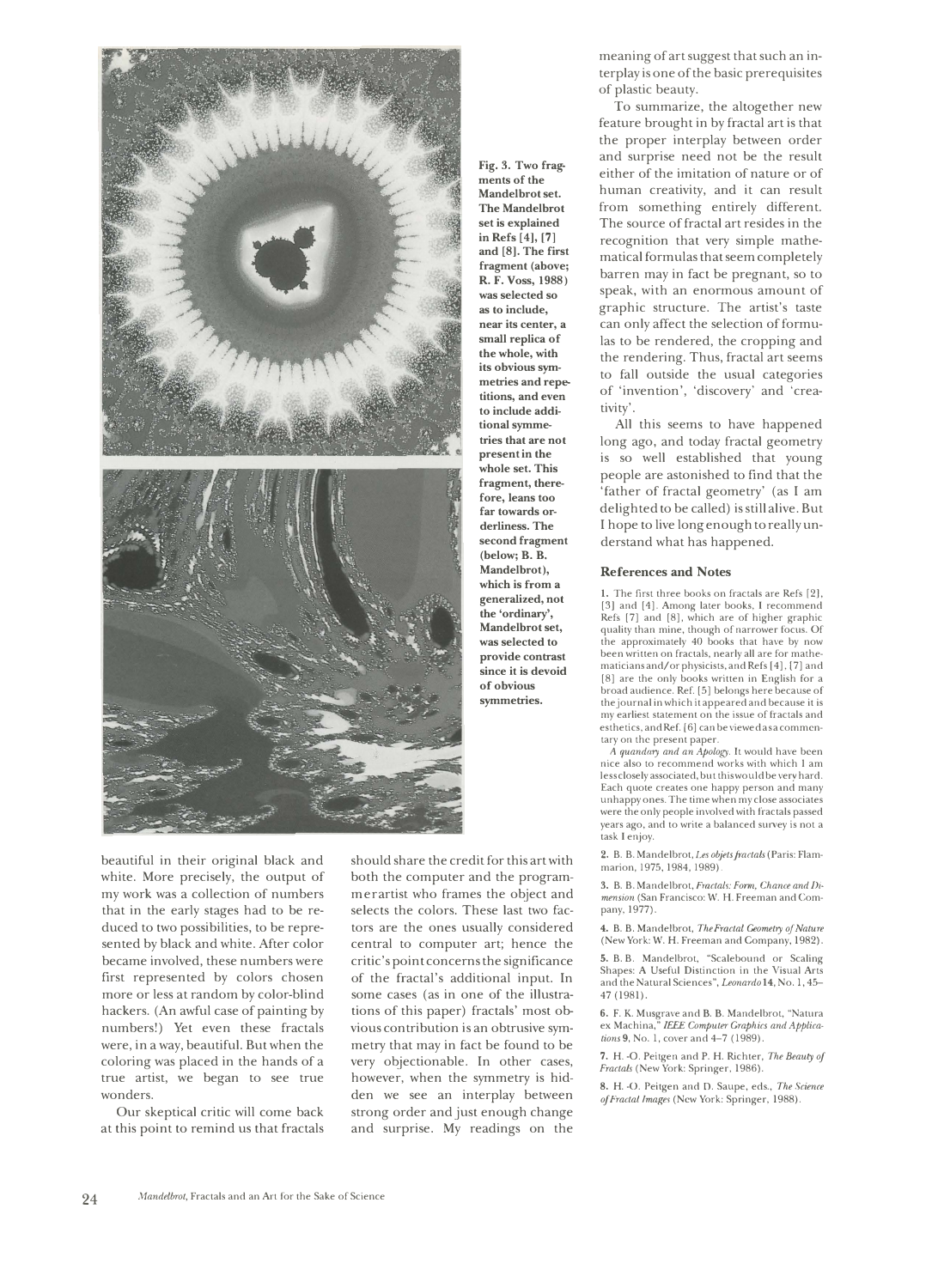Fig. 3. Two fragments of the Mandelbrot set. The Mandelbrot set is explained in Refs [4], [7] and [8]. The first fragment (above; R. F. Voss, 1988) was selected so as to include, near its center, a small replica of the whole, with its obvious symmetries and repetitions, and even to include additional symmetries that are not present in the whole set. This fragment, therefore, leans too far towards orderliness. The second fragment (below; B. B. Mandelbrot), which is from a generalized, not the 'ordinary', Mandelbrot set, was selected to provide contrast since it is devoid of obvious symmetries.

beautiful in their original black and white. More precisely, the output of my work was a collection of numbers that in the early stages had to be reduced to two possibilities, to be represented by black and white. After color became involved, these numbers were first represented by colors chosen more or less at random by color-blind hackers. (An awful case of painting by numbers!) Yet even these fractals were, in a way, beautiful. But when the coloring was placed in the hands of a true artist, we began to see true wonders.

Our skeptical critic will come back at this point to remind us that fractals should share the credit for this art with both the computer and the programmer artist who frames the object and selects the colors. These last two factors are the ones usually considered central to computer art; hence the critic's point concerns the significance of the fractal's additional input. In some cases (as in one of the illustrations of this paper) fractals' most obvious contribution is an obtrusive symmetry that may in fact be found to be very objectionable. In other cases, however, when the symmetry is hidden we see an interplay between strong order and just enough change and surprise. My readings on the meaning of art suggest that such an interplay is one of the basic prerequisites of plastic beauty.

To summarize, the altogether new feature brought in by fractal art is that the proper interplay between order and surprise need not be the result either of the imitation of nature or of human creativity, and it can result from something entirely different. The source of fractal art resides in the recognition that very simple mathematical formulas that seem completely barren may in fact be pregnant, so to speak, with an enormous amount of graphic structure. The artist's taste can only affect the selection of formulas to be rendered, the cropping and the rendering. Thus, fractal art seems to fall outside the usual categories of 'invention', 'discovery' and 'creativity'.

All this seems to have happened long ago, and today fractal geometry is so well established that young people are astonished to find that the 'father of fractal geometry' (as I am delighted to be called) is still alive. But I hope to live long enough to really understand what has happened.

### References and Notes

1. The first three books on fractals are Refs [2], [3] and [4]. Among later books, I recommend Refs [7] and [8], which are of higher graphic quality than mine, though of narrower focus. Of the approximately 40 books that have by now been written on fractals, nearly all are for mathematicians and/or physicists, and Refs [4], [7] and [8] are the only books written in English for a broad audience. Ref. [5] belongs here because of the journal in which it appeared and because it is my earliest statement on the issue of fractals and esthetics, and Ref. [6] can be viewed as a commentary on the present paper.

   *A quandary and an Apology.* It would have been nice also to recommend works with which I am less closely associated, but this would be very hard. Each quote creates one happy person and many unhappy ones. The time when my close associates were the only people involved with fractals passed years ago, and to write a balanced survey is not a task I enjoy.

2. B. B. Mandelbrot, *Les objets fractals* (Paris: Flammarion, 1975, 1984, 1989).

3. B. B. Mandelbrot, *Fractals: Form, Chance and Dimension* (San Francisco: W. H. Freeman and Company, 1977).

4. B. B. Mandelbrot, *The Fractal Geometry of Nature* (New York: W. H. Freeman and Company, 1982).

5. B. B. Mandelbrot, "Scalebound or Scaling Shapes: A Useful Distinction in the Visual Arts and the Natural Sciences", *Leonardo* 14, No. 1, 45–47 (1981).

6. F. K. Musgrave and B. B. Mandelbrot, "Natura ex Machina," *IEEE Computer Graphics and Applications* 9, No. 1, cover and 4–7 (1989).

7. H.-O. Peitgen and P. H. Richter, *The Beauty of Fractals* (New York: Springer, 1986).

8. H.-O. Peitgen and D. Saupe, eds., *The Science of Fractal Images* (New York: Springer, 1988).